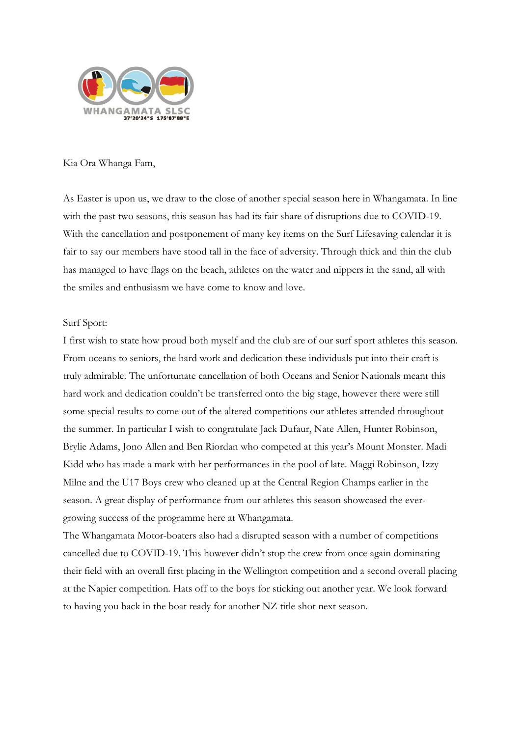WHANGAMATA SLSC
37°20'24"S 175°87'88"E

Kia Ora Whanga Fam,

As Easter is upon us, we draw to the close of another special season here in Whangamata. In line with the past two seasons, this season has had its fair share of disruptions due to COVID-19. With the cancellation and postponement of many key items on the Surf Lifesaving calendar it is fair to say our members have stood tall in the face of adversity. Through thick and thin the club has managed to have flags on the beach, athletes on the water and nippers in the sand, all with the smiles and enthusiasm we have come to know and love.

<u>Surf Sport</u>:

I first wish to state how proud both myself and the club are of our surf sport athletes this season. From oceans to seniors, the hard work and dedication these individuals put into their craft is truly admirable. The unfortunate cancellation of both Oceans and Senior Nationals meant this hard work and dedication couldn't be transferred onto the big stage, however there were still some special results to come out of the altered competitions our athletes attended throughout the summer. In particular I wish to congratulate Jack Dufaur, Nate Allen, Hunter Robinson, Brylie Adams, Jono Allen and Ben Riordan who competed at this year's Mount Monster. Madi Kidd who has made a mark with her performances in the pool of late. Maggi Robinson, Izzy Milne and the U17 Boys crew who cleaned up at the Central Region Champs earlier in the season. A great display of performance from our athletes this season showcased the ever-growing success of the programme here at Whangamata.

The Whangamata Motor-boaters also had a disrupted season with a number of competitions cancelled due to COVID-19. This however didn't stop the crew from once again dominating their field with an overall first placing in the Wellington competition and a second overall placing at the Napier competition. Hats off to the boys for sticking out another year. We look forward to having you back in the boat ready for another NZ title shot next season.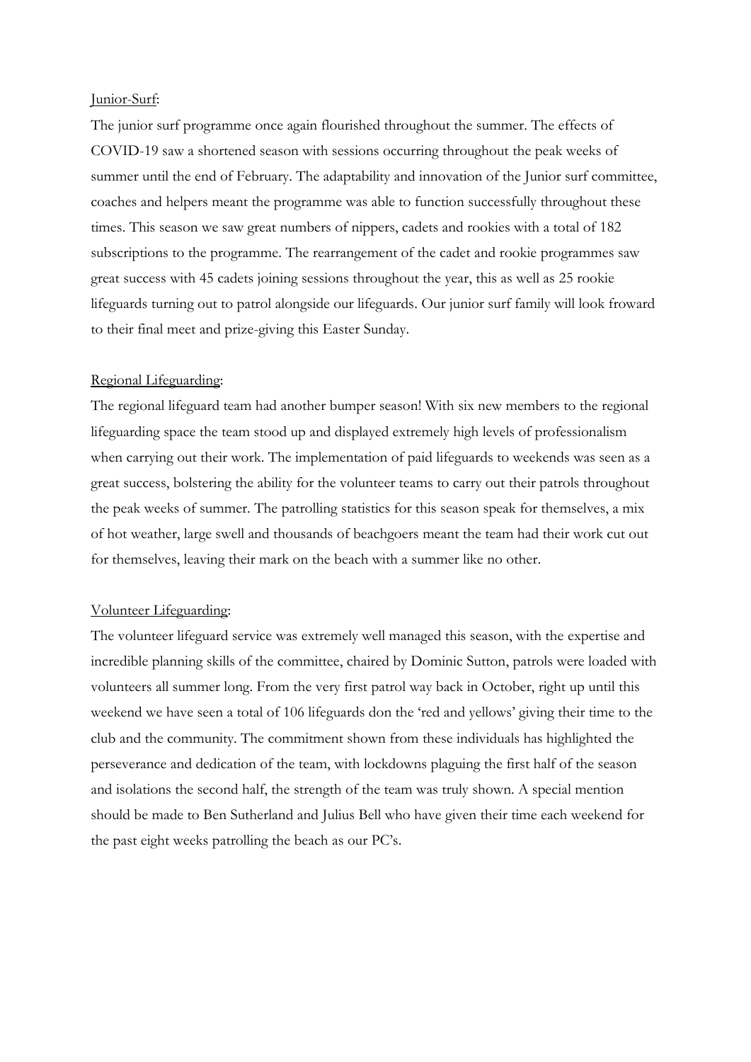Junior-Surf:

The junior surf programme once again flourished throughout the summer. The effects of COVID-19 saw a shortened season with sessions occurring throughout the peak weeks of summer until the end of February. The adaptability and innovation of the Junior surf committee, coaches and helpers meant the programme was able to function successfully throughout these times. This season we saw great numbers of nippers, cadets and rookies with a total of 182 subscriptions to the programme. The rearrangement of the cadet and rookie programmes saw great success with 45 cadets joining sessions throughout the year, this as well as 25 rookie lifeguards turning out to patrol alongside our lifeguards. Our junior surf family will look froward to their final meet and prize-giving this Easter Sunday.

Regional Lifeguarding:

The regional lifeguard team had another bumper season! With six new members to the regional lifeguarding space the team stood up and displayed extremely high levels of professionalism when carrying out their work. The implementation of paid lifeguards to weekends was seen as a great success, bolstering the ability for the volunteer teams to carry out their patrols throughout the peak weeks of summer. The patrolling statistics for this season speak for themselves, a mix of hot weather, large swell and thousands of beachgoers meant the team had their work cut out for themselves, leaving their mark on the beach with a summer like no other.

Volunteer Lifeguarding:

The volunteer lifeguard service was extremely well managed this season, with the expertise and incredible planning skills of the committee, chaired by Dominic Sutton, patrols were loaded with volunteers all summer long. From the very first patrol way back in October, right up until this weekend we have seen a total of 106 lifeguards don the 'red and yellows' giving their time to the club and the community. The commitment shown from these individuals has highlighted the perseverance and dedication of the team, with lockdowns plaguing the first half of the season and isolations the second half, the strength of the team was truly shown. A special mention should be made to Ben Sutherland and Julius Bell who have given their time each weekend for the past eight weeks patrolling the beach as our PC's.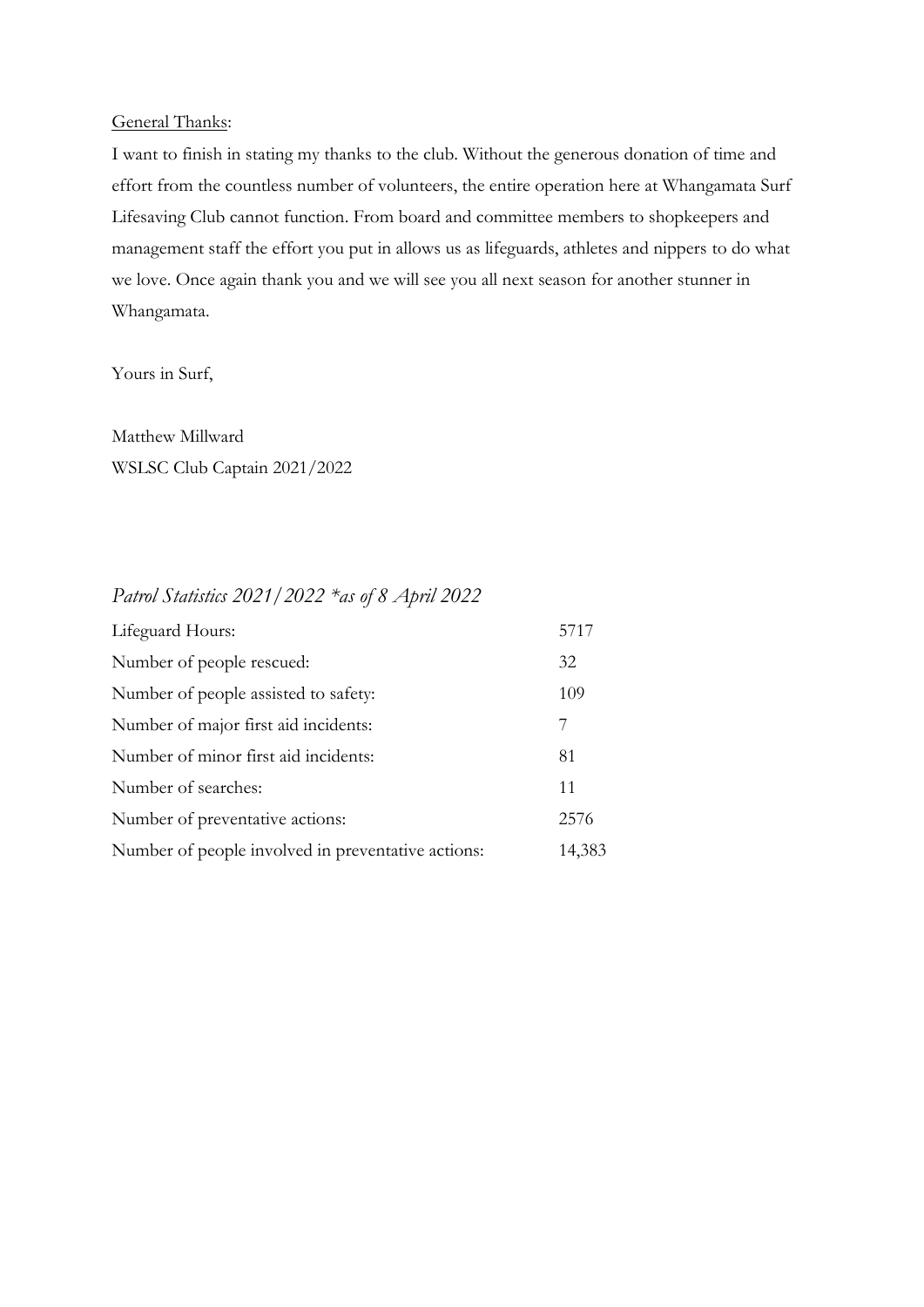General Thanks:

I want to finish in stating my thanks to the club. Without the generous donation of time and effort from the countless number of volunteers, the entire operation here at Whangamata Surf Lifesaving Club cannot function. From board and committee members to shopkeepers and management staff the effort you put in allows us as lifeguards, athletes and nippers to do what we love. Once again thank you and we will see you all next season for another stunner in Whangamata.

Yours in Surf,

Matthew Millward
WSLSC Club Captain 2021/2022

*Patrol Statistics 2021/2022 *as of 8 April 2022*

| | |
|---|---|
| Lifeguard Hours: | 5717 |
| Number of people rescued: | 32 |
| Number of people assisted to safety: | 109 |
| Number of major first aid incidents: | 7 |
| Number of minor first aid incidents: | 81 |
| Number of searches: | 11 |
| Number of preventative actions: | 2576 |
| Number of people involved in preventative actions: | 14,383 |